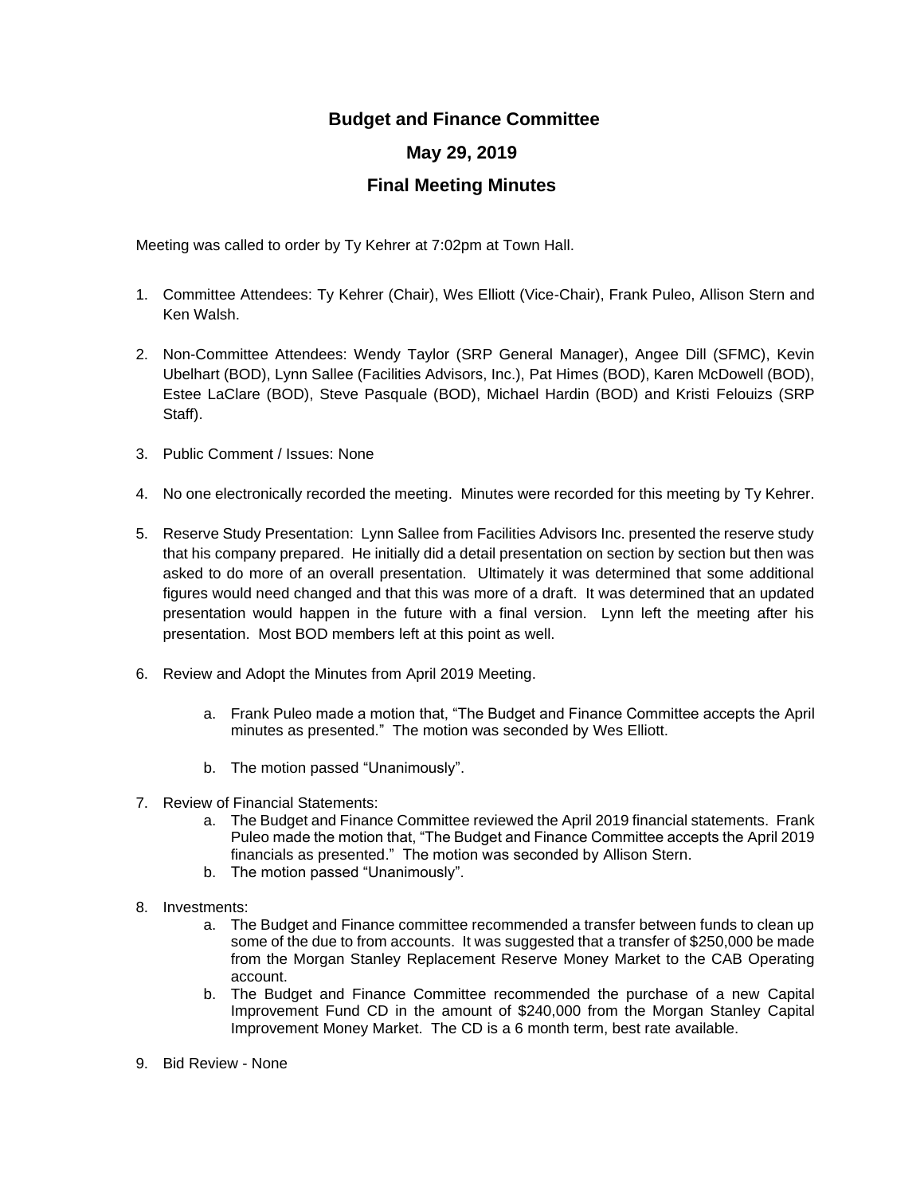# Budget and Finance Committee

## May 29, 2019

## Final Meeting Minutes

Meeting was called to order by Ty Kehrer at 7:02pm at Town Hall.

1. Committee Attendees: Ty Kehrer (Chair), Wes Elliott (Vice-Chair), Frank Puleo, Allison Stern and Ken Walsh.

2. Non-Committee Attendees: Wendy Taylor (SRP General Manager), Angee Dill (SFMC), Kevin Ubelhart (BOD), Lynn Sallee (Facilities Advisors, Inc.), Pat Himes (BOD), Karen McDowell (BOD), Estee LaClare (BOD), Steve Pasquale (BOD), Michael Hardin (BOD) and Kristi Felouizs (SRP Staff).

3. Public Comment / Issues: None

4. No one electronically recorded the meeting. Minutes were recorded for this meeting by Ty Kehrer.

5. Reserve Study Presentation: Lynn Sallee from Facilities Advisors Inc. presented the reserve study that his company prepared. He initially did a detail presentation on section by section but then was asked to do more of an overall presentation. Ultimately it was determined that some additional figures would need changed and that this was more of a draft. It was determined that an updated presentation would happen in the future with a final version. Lynn left the meeting after his presentation. Most BOD members left at this point as well.

6. Review and Adopt the Minutes from April 2019 Meeting.

    a. Frank Puleo made a motion that, "The Budget and Finance Committee accepts the April minutes as presented." The motion was seconded by Wes Elliott.

    b. The motion passed "Unanimously".

7. Review of Financial Statements:
    a. The Budget and Finance Committee reviewed the April 2019 financial statements. Frank Puleo made the motion that, "The Budget and Finance Committee accepts the April 2019 financials as presented." The motion was seconded by Allison Stern.
    b. The motion passed "Unanimously".

8. Investments:
    a. The Budget and Finance committee recommended a transfer between funds to clean up some of the due to from accounts. It was suggested that a transfer of $250,000 be made from the Morgan Stanley Replacement Reserve Money Market to the CAB Operating account.
    b. The Budget and Finance Committee recommended the purchase of a new Capital Improvement Fund CD in the amount of $240,000 from the Morgan Stanley Capital Improvement Money Market. The CD is a 6 month term, best rate available.

9. Bid Review - None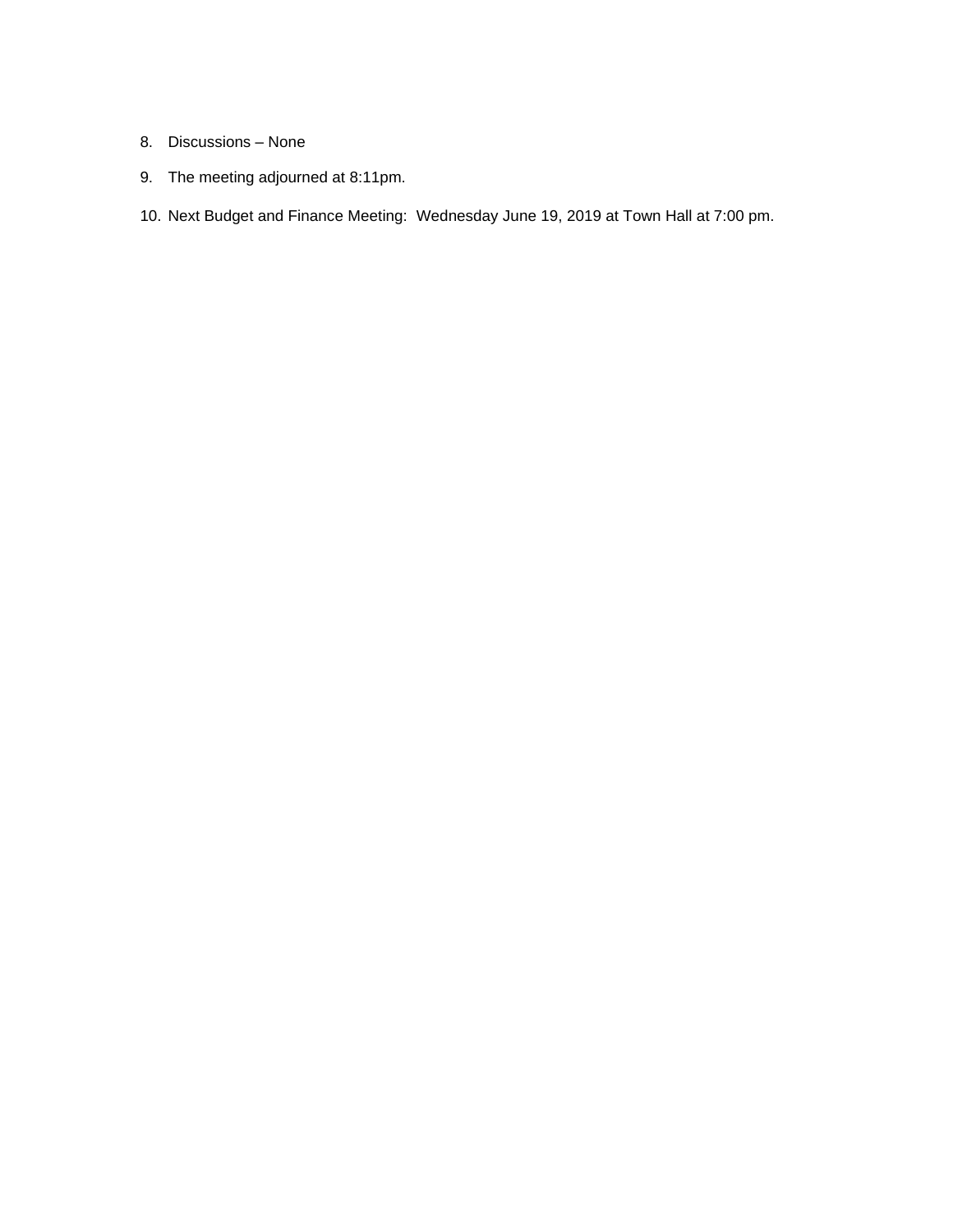8. Discussions – None

9. The meeting adjourned at 8:11pm.

10. Next Budget and Finance Meeting: Wednesday June 19, 2019 at Town Hall at 7:00 pm.